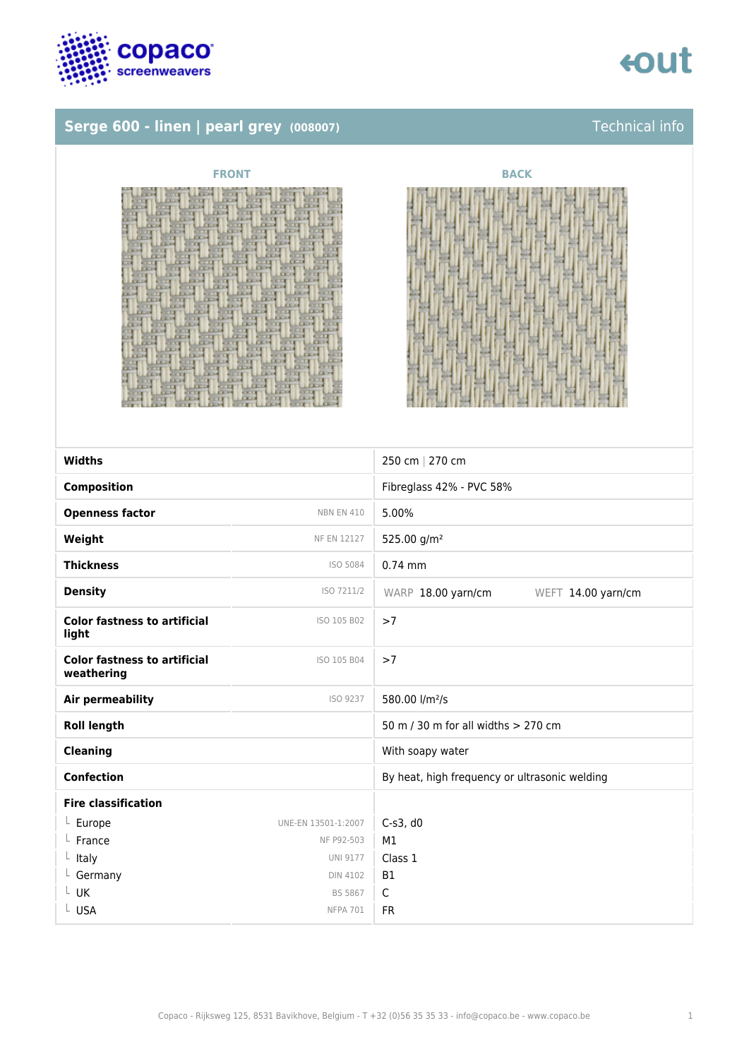# Serge 600 - linen | pearl grey (008007)

Technical info

FRONT

BACK

| | | |
|---|---|---|
| **Widths** | | 250 cm \| 270 cm |
| **Composition** | | Fibreglass 42% - PVC 58% |
| **Openness factor** | NBN EN 410 | 5.00% |
| **Weight** | NF EN 12127 | 525.00 g/m² |
| **Thickness** | ISO 5084 | 0.74 mm |
| **Density** | ISO 7211/2 | WARP 18.00 yarn/cm WEFT 14.00 yarn/cm |
| **Color fastness to artificial light** | ISO 105 B02 | >7 |
| **Color fastness to artificial weathering** | ISO 105 B04 | >7 |
| **Air permeability** | ISO 9237 | 580.00 l/m²/s |
| **Roll length** | | 50 m / 30 m for all widths > 270 cm |
| **Cleaning** | | With soapy water |
| **Confection** | | By heat, high frequency or ultrasonic welding |
| **Fire classification** | | |
| └ Europe | UNE-EN 13501-1:2007 | C-s3, d0 |
| └ France | NF P92-503 | M1 |
| └ Italy | UNI 9177 | Class 1 |
| └ Germany | DIN 4102 | B1 |
| └ UK | BS 5867 | C |
| └ USA | NFPA 701 | FR |

Copaco - Rijksweg 125, 8531 Bavikhove, Belgium - T +32 (0)56 35 35 33 - info@copaco.be - www.copaco.be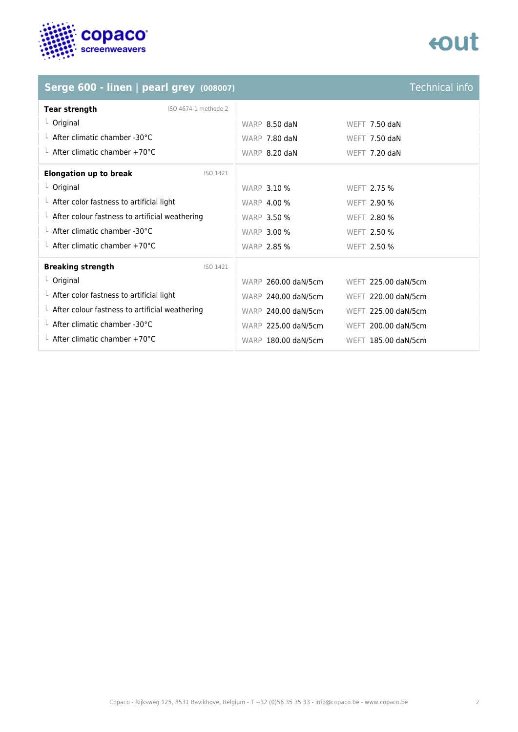## Serge 600 - linen | pearl grey (008007)

Technical info

| Property | Standard | Warp | Weft |
|---|---|---|---|
| **Tear strength** | ISO 4674-1 methode 2 | | |
| └ Original | | WARP 8.50 daN | WEFT 7.50 daN |
| └ After climatic chamber -30°C | | WARP 7.80 daN | WEFT 7.50 daN |
| └ After climatic chamber +70°C | | WARP 8.20 daN | WEFT 7.20 daN |
| **Elongation up to break** | ISO 1421 | | |
| └ Original | | WARP 3.10 % | WEFT 2.75 % |
| └ After color fastness to artificial light | | WARP 4.00 % | WEFT 2.90 % |
| └ After colour fastness to artificial weathering | | WARP 3.50 % | WEFT 2.80 % |
| └ After climatic chamber -30°C | | WARP 3.00 % | WEFT 2.50 % |
| └ After climatic chamber +70°C | | WARP 2.85 % | WEFT 2.50 % |
| **Breaking strength** | ISO 1421 | | |
| └ Original | | WARP 260.00 daN/5cm | WEFT 225.00 daN/5cm |
| └ After color fastness to artificial light | | WARP 240.00 daN/5cm | WEFT 220.00 daN/5cm |
| └ After colour fastness to artificial weathering | | WARP 240.00 daN/5cm | WEFT 225.00 daN/5cm |
| └ After climatic chamber -30°C | | WARP 225.00 daN/5cm | WEFT 200.00 daN/5cm |
| └ After climatic chamber +70°C | | WARP 180.00 daN/5cm | WEFT 185.00 daN/5cm |

Copaco - Rijksweg 125, 8531 Bavikhove, Belgium - T +32 (0)56 35 35 33 - info@copaco.be - www.copaco.be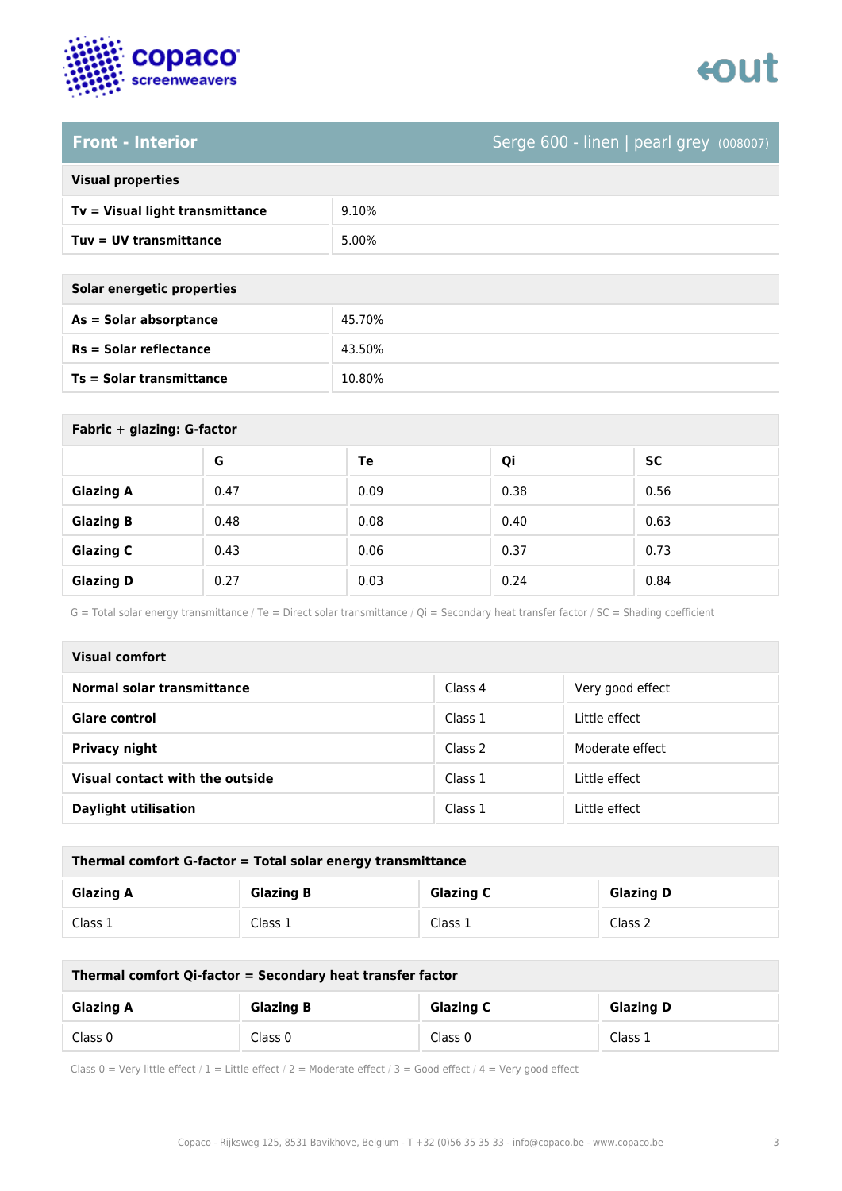## Front - Interior

Serge 600 - linen | pearl grey (008007)

| Visual properties | |
|---|---|
| **Tv = Visual light transmittance** | 9.10% |
| **Tuv = UV transmittance** | 5.00% |

| Solar energetic properties | |
|---|---|
| **As = Solar absorptance** | 45.70% |
| **Rs = Solar reflectance** | 43.50% |
| **Ts = Solar transmittance** | 10.80% |

**Fabric + glazing: G-factor**

| | G | Te | Qi | SC |
|---|---|---|---|---|
| **Glazing A** | 0.47 | 0.09 | 0.38 | 0.56 |
| **Glazing B** | 0.48 | 0.08 | 0.40 | 0.63 |
| **Glazing C** | 0.43 | 0.06 | 0.37 | 0.73 |
| **Glazing D** | 0.27 | 0.03 | 0.24 | 0.84 |

G = Total solar energy transmittance / Te = Direct solar transmittance / Qi = Secondary heat transfer factor / SC = Shading coefficient

| Visual comfort | | |
|---|---|---|
| **Normal solar transmittance** | Class 4 | Very good effect |
| **Glare control** | Class 1 | Little effect |
| **Privacy night** | Class 2 | Moderate effect |
| **Visual contact with the outside** | Class 1 | Little effect |
| **Daylight utilisation** | Class 1 | Little effect |

**Thermal comfort G-factor = Total solar energy transmittance**

| Glazing A | Glazing B | Glazing C | Glazing D |
|---|---|---|---|
| Class 1 | Class 1 | Class 1 | Class 2 |

**Thermal comfort Qi-factor = Secondary heat transfer factor**

| Glazing A | Glazing B | Glazing C | Glazing D |
|---|---|---|---|
| Class 0 | Class 0 | Class 0 | Class 1 |

Class 0 = Very little effect / 1 = Little effect / 2 = Moderate effect / 3 = Good effect / 4 = Very good effect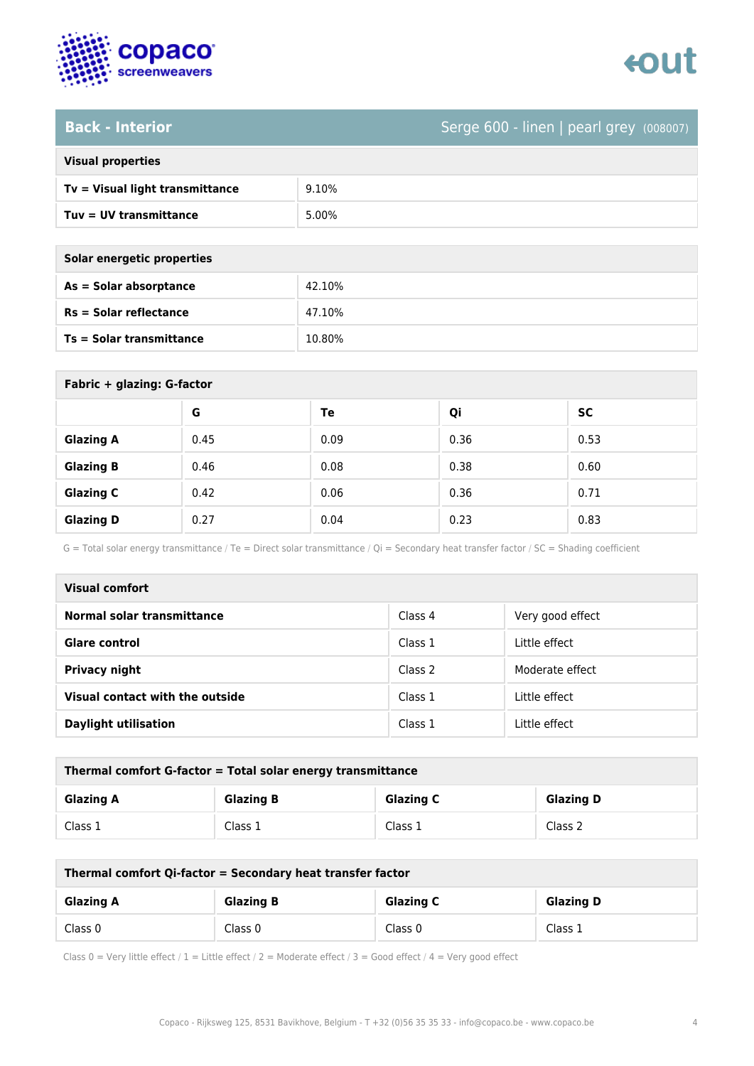## Back - Interior

Serge 600 - linen | pearl grey (008007)

| Visual properties | |
|---|---|
| **Tv = Visual light transmittance** | 9.10% |
| **Tuv = UV transmittance** | 5.00% |

| Solar energetic properties | |
|---|---|
| **As = Solar absorptance** | 42.10% |
| **Rs = Solar reflectance** | 47.10% |
| **Ts = Solar transmittance** | 10.80% |

**Fabric + glazing: G-factor**

| | G | Te | Qi | SC |
|---|---|---|---|---|
| **Glazing A** | 0.45 | 0.09 | 0.36 | 0.53 |
| **Glazing B** | 0.46 | 0.08 | 0.38 | 0.60 |
| **Glazing C** | 0.42 | 0.06 | 0.36 | 0.71 |
| **Glazing D** | 0.27 | 0.04 | 0.23 | 0.83 |

G = Total solar energy transmittance / Te = Direct solar transmittance / Qi = Secondary heat transfer factor / SC = Shading coefficient

| Visual comfort | | |
|---|---|---|
| **Normal solar transmittance** | Class 4 | Very good effect |
| **Glare control** | Class 1 | Little effect |
| **Privacy night** | Class 2 | Moderate effect |
| **Visual contact with the outside** | Class 1 | Little effect |
| **Daylight utilisation** | Class 1 | Little effect |

**Thermal comfort G-factor = Total solar energy transmittance**

| Glazing A | Glazing B | Glazing C | Glazing D |
|---|---|---|---|
| Class 1 | Class 1 | Class 1 | Class 2 |

**Thermal comfort Qi-factor = Secondary heat transfer factor**

| Glazing A | Glazing B | Glazing C | Glazing D |
|---|---|---|---|
| Class 0 | Class 0 | Class 0 | Class 1 |

Class 0 = Very little effect / 1 = Little effect / 2 = Moderate effect / 3 = Good effect / 4 = Very good effect

Copaco - Rijksweg 125, 8531 Bavikhove, Belgium - T +32 (0)56 35 35 33 - info@copaco.be - www.copaco.be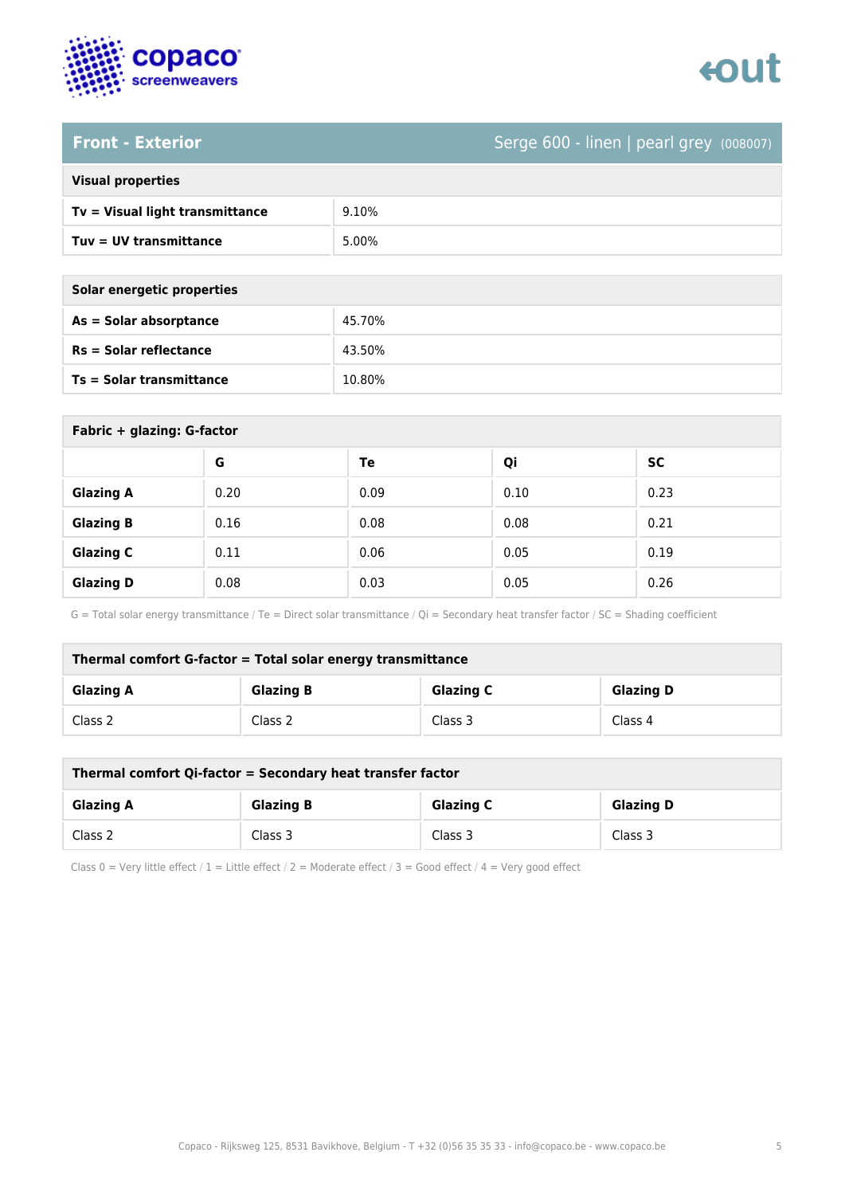## Front - Exterior

Serge 600 - linen | pearl grey (008007)

| Visual properties | |
|---|---|
| **Tv = Visual light transmittance** | 9.10% |
| **Tuv = UV transmittance** | 5.00% |

| Solar energetic properties | |
|---|---|
| **As = Solar absorptance** | 45.70% |
| **Rs = Solar reflectance** | 43.50% |
| **Ts = Solar transmittance** | 10.80% |

**Fabric + glazing: G-factor**

| | G | Te | Qi | SC |
|---|---|---|---|---|
| **Glazing A** | 0.20 | 0.09 | 0.10 | 0.23 |
| **Glazing B** | 0.16 | 0.08 | 0.08 | 0.21 |
| **Glazing C** | 0.11 | 0.06 | 0.05 | 0.19 |
| **Glazing D** | 0.08 | 0.03 | 0.05 | 0.26 |

G = Total solar energy transmittance / Te = Direct solar transmittance / Qi = Secondary heat transfer factor / SC = Shading coefficient

**Thermal comfort G-factor = Total solar energy transmittance**

| Glazing A | Glazing B | Glazing C | Glazing D |
|---|---|---|---|
| Class 2 | Class 2 | Class 3 | Class 4 |

**Thermal comfort Qi-factor = Secondary heat transfer factor**

| Glazing A | Glazing B | Glazing C | Glazing D |
|---|---|---|---|
| Class 2 | Class 3 | Class 3 | Class 3 |

Class 0 = Very little effect / 1 = Little effect / 2 = Moderate effect / 3 = Good effect / 4 = Very good effect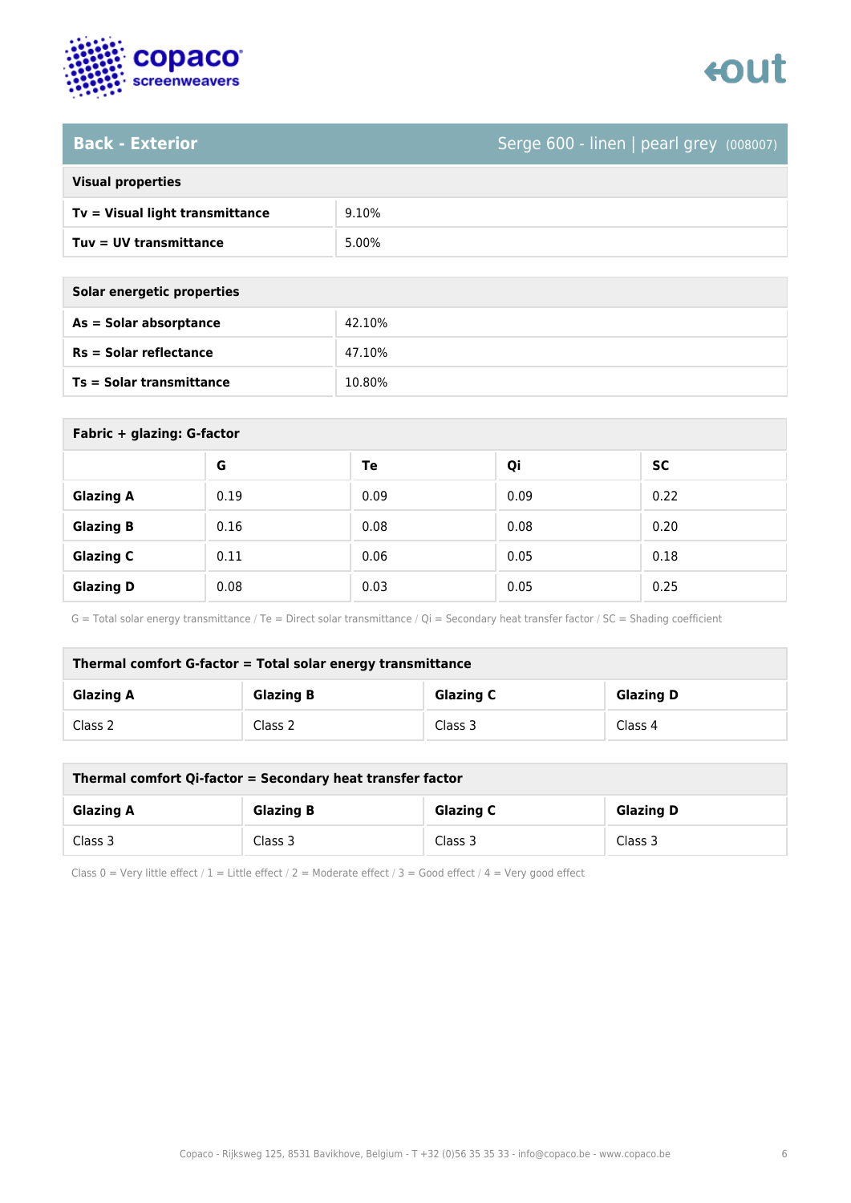## Back - Exterior

Serge 600 - linen | pearl grey (008007)

| Visual properties | |
|---|---|
| **Tv = Visual light transmittance** | 9.10% |
| **Tuv = UV transmittance** | 5.00% |

| Solar energetic properties | |
|---|---|
| **As = Solar absorptance** | 42.10% |
| **Rs = Solar reflectance** | 47.10% |
| **Ts = Solar transmittance** | 10.80% |

**Fabric + glazing: G-factor**

| | G | Te | Qi | SC |
|---|---|---|---|---|
| **Glazing A** | 0.19 | 0.09 | 0.09 | 0.22 |
| **Glazing B** | 0.16 | 0.08 | 0.08 | 0.20 |
| **Glazing C** | 0.11 | 0.06 | 0.05 | 0.18 |
| **Glazing D** | 0.08 | 0.03 | 0.05 | 0.25 |

G = Total solar energy transmittance / Te = Direct solar transmittance / Qi = Secondary heat transfer factor / SC = Shading coefficient

**Thermal comfort G-factor = Total solar energy transmittance**

| Glazing A | Glazing B | Glazing C | Glazing D |
|---|---|---|---|
| Class 2 | Class 2 | Class 3 | Class 4 |

**Thermal comfort Qi-factor = Secondary heat transfer factor**

| Glazing A | Glazing B | Glazing C | Glazing D |
|---|---|---|---|
| Class 3 | Class 3 | Class 3 | Class 3 |

Class 0 = Very little effect / 1 = Little effect / 2 = Moderate effect / 3 = Good effect / 4 = Very good effect

Copaco - Rijksweg 125, 8531 Bavikhove, Belgium - T +32 (0)56 35 35 33 - info@copaco.be - www.copaco.be